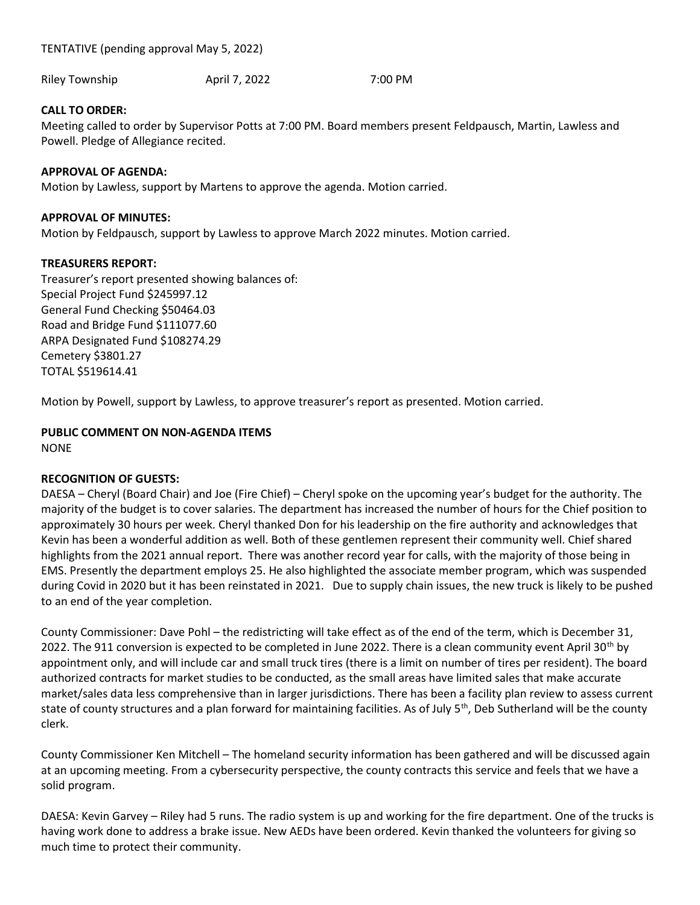TENTATIVE (pending approval May 5, 2022)

Riley Township April 7, 2022 7:00 PM

**CALL TO ORDER:**

Meeting called to order by Supervisor Potts at 7:00 PM. Board members present Feldpausch, Martin, Lawless and Powell. Pledge of Allegiance recited.

**APPROVAL OF AGENDA:**

Motion by Lawless, support by Martens to approve the agenda. Motion carried.

**APPROVAL OF MINUTES:**

Motion by Feldpausch, support by Lawless to approve March 2022 minutes. Motion carried.

**TREASURERS REPORT:**

Treasurer's report presented showing balances of:
Special Project Fund $245997.12
General Fund Checking $50464.03
Road and Bridge Fund $111077.60
ARPA Designated Fund $108274.29
Cemetery $3801.27
TOTAL $519614.41

Motion by Powell, support by Lawless, to approve treasurer's report as presented. Motion carried.

**PUBLIC COMMENT ON NON-AGENDA ITEMS**

NONE

**RECOGNITION OF GUESTS:**

DAESA – Cheryl (Board Chair) and Joe (Fire Chief) – Cheryl spoke on the upcoming year's budget for the authority. The majority of the budget is to cover salaries. The department has increased the number of hours for the Chief position to approximately 30 hours per week. Cheryl thanked Don for his leadership on the fire authority and acknowledges that Kevin has been a wonderful addition as well. Both of these gentlemen represent their community well. Chief shared highlights from the 2021 annual report. There was another record year for calls, with the majority of those being in EMS. Presently the department employs 25. He also highlighted the associate member program, which was suspended during Covid in 2020 but it has been reinstated in 2021. Due to supply chain issues, the new truck is likely to be pushed to an end of the year completion.

County Commissioner: Dave Pohl – the redistricting will take effect as of the end of the term, which is December 31, 2022. The 911 conversion is expected to be completed in June 2022. There is a clean community event April 30th by appointment only, and will include car and small truck tires (there is a limit on number of tires per resident). The board authorized contracts for market studies to be conducted, as the small areas have limited sales that make accurate market/sales data less comprehensive than in larger jurisdictions. There has been a facility plan review to assess current state of county structures and a plan forward for maintaining facilities. As of July 5th, Deb Sutherland will be the county clerk.

County Commissioner Ken Mitchell – The homeland security information has been gathered and will be discussed again at an upcoming meeting. From a cybersecurity perspective, the county contracts this service and feels that we have a solid program.

DAESA: Kevin Garvey – Riley had 5 runs. The radio system is up and working for the fire department. One of the trucks is having work done to address a brake issue. New AEDs have been ordered. Kevin thanked the volunteers for giving so much time to protect their community.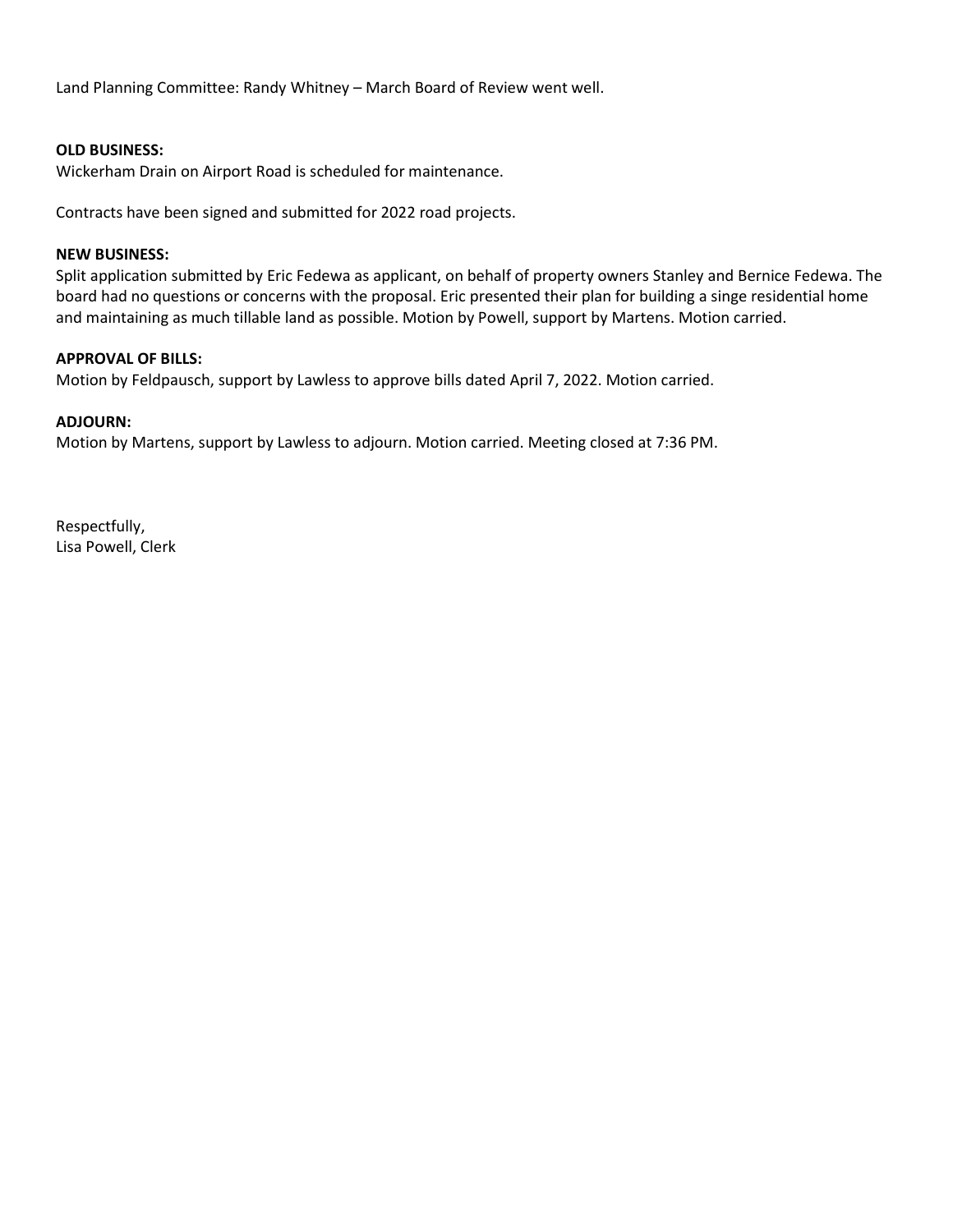Land Planning Committee: Randy Whitney – March Board of Review went well.

**OLD BUSINESS:**

Wickerham Drain on Airport Road is scheduled for maintenance.

Contracts have been signed and submitted for 2022 road projects.

**NEW BUSINESS:**

Split application submitted by Eric Fedewa as applicant, on behalf of property owners Stanley and Bernice Fedewa. The board had no questions or concerns with the proposal. Eric presented their plan for building a singe residential home and maintaining as much tillable land as possible. Motion by Powell, support by Martens. Motion carried.

**APPROVAL OF BILLS:**

Motion by Feldpausch, support by Lawless to approve bills dated April 7, 2022. Motion carried.

**ADJOURN:**

Motion by Martens, support by Lawless to adjourn. Motion carried. Meeting closed at 7:36 PM.

Respectfully,
Lisa Powell, Clerk